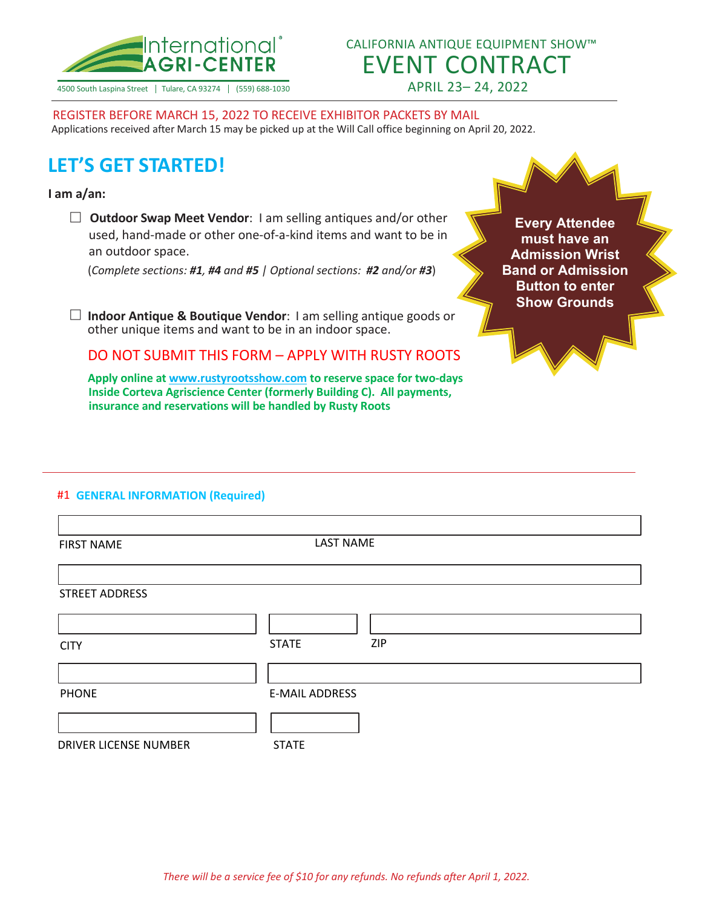International® AGRI-CENTER

4500 South Laspina Street | Tulare, CA 93274 | (559) 688-1030

CALIFORNIA ANTIQUE EQUIPMENT SHOW™

# EVENT CONTRACT

APRIL 23– 24, 2022

REGISTER BEFORE MARCH 15, 2022 TO RECEIVE EXHIBITOR PACKETS BY MAIL

Applications received after March 15 may be picked up at the Will Call office beginning on April 20, 2022.

## LET'S GET STARTED!

**Every Attendee must have an Admission Wrist Band or Admission Button to enter Show Grounds**

**I am a/an:**

☐ **Outdoor Swap Meet Vendor**: I am selling antiques and/or other used, hand-made or other one-of-a-kind items and want to be in an outdoor space.

(*Complete sections: **#1**, **#4** and **#5** | Optional sections: **#2** and/or **#3***)

☐ **Indoor Antique & Boutique Vendor**: I am selling antique goods or other unique items and want to be in an indoor space.

DO NOT SUBMIT THIS FORM – APPLY WITH RUSTY ROOTS

**Apply online at www.rustyrootsshow.com to reserve space for two-days Inside Corteva Agriscience Center (formerly Building C). All payments, insurance and reservations will be handled by Rusty Roots**

---

### #1 GENERAL INFORMATION (Required)

FIRST NAME ______________________ LAST NAME ______________________

STREET ADDRESS ______________________

CITY ______________________ STATE __________ ZIP __________

PHONE ______________________ E-MAIL ADDRESS ______________________

DRIVER LICENSE NUMBER ______________________ STATE __________

*There will be a service fee of $10 for any refunds. No refunds after April 1, 2022.*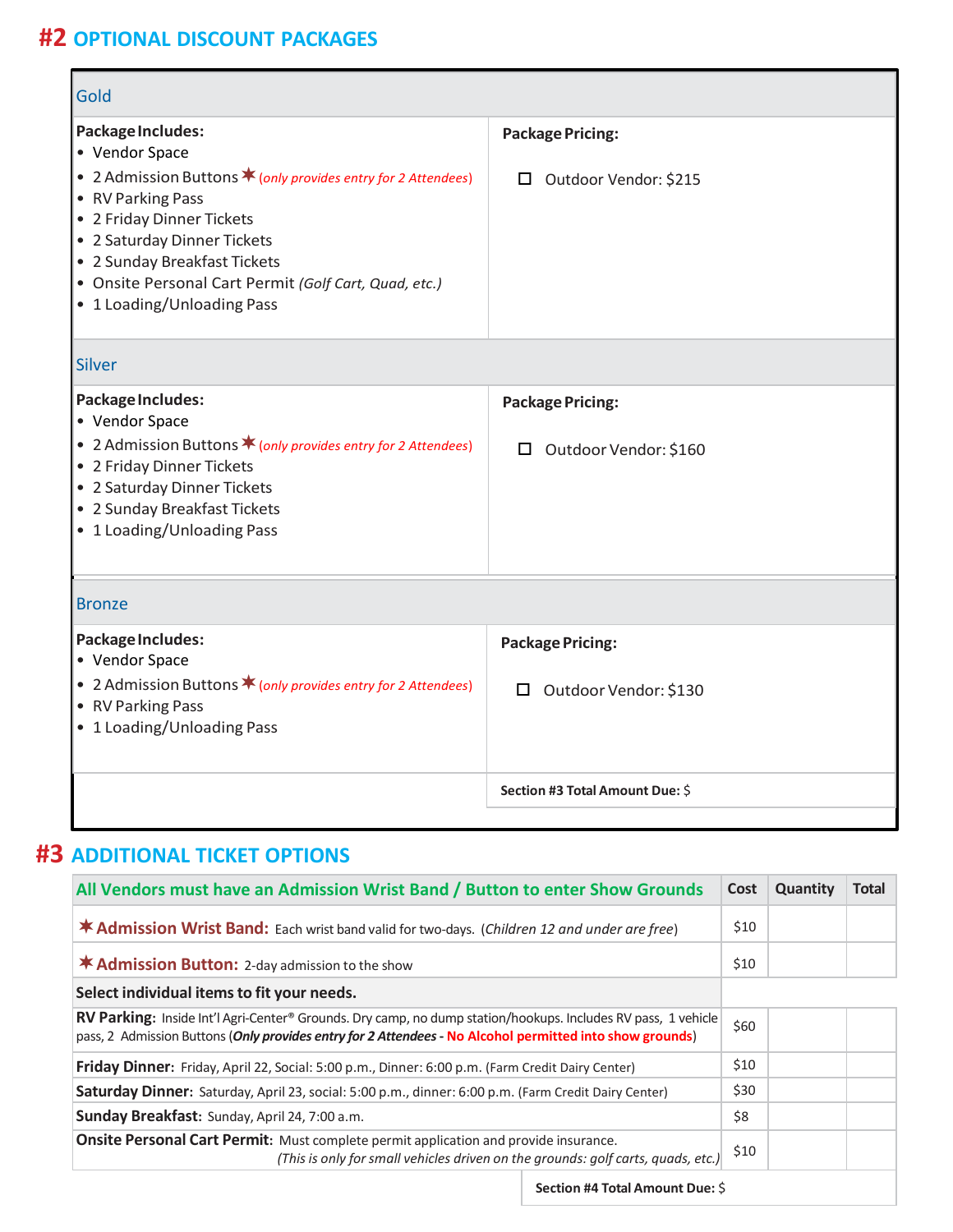## #2 OPTIONAL DISCOUNT PACKAGES

| Gold | |
|---|---|
| **Package Includes:**<br>• Vendor Space<br>• 2 Admission Buttons ✶ *(only provides entry for 2 Attendees)*<br>• RV Parking Pass<br>• 2 Friday Dinner Tickets<br>• 2 Saturday Dinner Tickets<br>• 2 Sunday Breakfast Tickets<br>• Onsite Personal Cart Permit *(Golf Cart, Quad, etc.)*<br>• 1 Loading/Unloading Pass | **Package Pricing:**<br><br>☐ Outdoor Vendor: $215 |
| **Silver** | |
| **Package Includes:**<br>• Vendor Space<br>• 2 Admission Buttons ✶ *(only provides entry for 2 Attendees)*<br>• 2 Friday Dinner Tickets<br>• 2 Saturday Dinner Tickets<br>• 2 Sunday Breakfast Tickets<br>• 1 Loading/Unloading Pass | **Package Pricing:**<br><br>☐ Outdoor Vendor: $160 |
| **Bronze** | |
| **Package Includes:**<br>• Vendor Space<br>• 2 Admission Buttons ✶ *(only provides entry for 2 Attendees)*<br>• RV Parking Pass<br>• 1 Loading/Unloading Pass | **Package Pricing:**<br><br>☐ Outdoor Vendor: $130 |
| | **Section #3 Total Amount Due:** $ |

## #3 ADDITIONAL TICKET OPTIONS

| All Vendors must have an Admission Wrist Band / Button to enter Show Grounds | Cost | Quantity | Total |
|---|---|---|---|
| ✶ **Admission Wrist Band:** Each wrist band valid for two-days. (*Children 12 and under are free*) | $10 | | |
| ✶ **Admission Button:** 2-day admission to the show | $10 | | |
| **Select individual items to fit your needs.** | | | |
| **RV Parking:** Inside Int'l Agri-Center® Grounds. Dry camp, no dump station/hookups. Includes RV pass, 1 vehicle pass, 2 Admission Buttons (***Only provides entry for 2 Attendees*** - **No Alcohol permitted into show grounds**) | $60 | | |
| **Friday Dinner:** Friday, April 22, Social: 5:00 p.m., Dinner: 6:00 p.m. (Farm Credit Dairy Center) | $10 | | |
| **Saturday Dinner:** Saturday, April 23, social: 5:00 p.m., dinner: 6:00 p.m. (Farm Credit Dairy Center) | $30 | | |
| **Sunday Breakfast:** Sunday, April 24, 7:00 a.m. | $8 | | |
| **Onsite Personal Cart Permit:** Must complete permit application and provide insurance. *(This is only for small vehicles driven on the grounds: golf carts, quads, etc.)* | $10 | | |
| | **Section #4 Total Amount Due:** $ | | |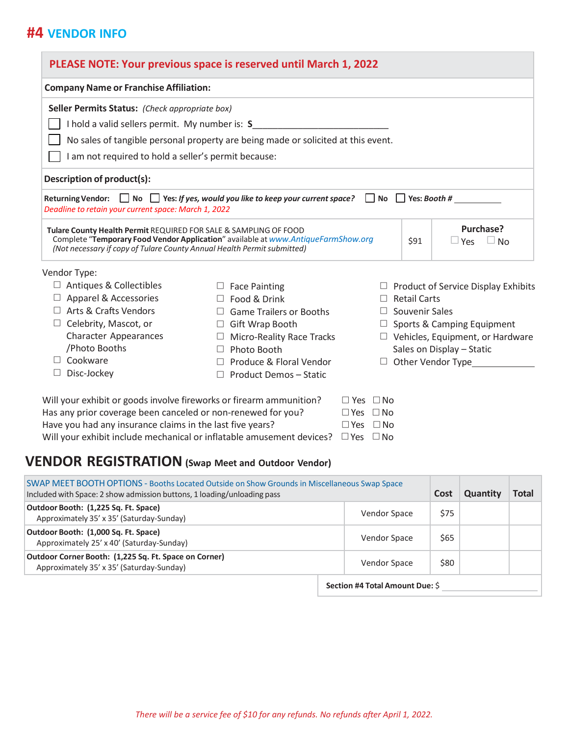## #4 VENDOR INFO

**PLEASE NOTE: Your previous space is reserved until March 1, 2022**

**Company Name or Franchise Affiliation:**

**Seller Permits Status:** *(Check appropriate box)*

☐ I hold a valid sellers permit. My number is: **S**______________________________

☐ No sales of tangible personal property are being made or solicited at this event.

☐ I am not required to hold a seller's permit because:

**Description of product(s):**

**Returning Vendor:** ☐ No ☐ **Yes:** ***If yes, would you like to keep your current space?*** ☐ **No** ☐ **Yes:** ***Booth #*** __________

*Deadline to retain your current space: March 1, 2022*

| | | Purchase? |
|---|---|---|
| **Tulare County Health Permit** REQUIRED FOR SALE & SAMPLING OF FOOD<br>Complete "**Temporary Food Vendor Application**" available at *www.AntiqueFarmShow.org*<br>*(Not necessary if copy of Tulare County Annual Health Permit submitted)* | $91 | ☐ Yes ☐ No |

Vendor Type:

- ☐ Antiques & Collectibles
- ☐ Apparel & Accessories
- ☐ Arts & Crafts Vendors
- ☐ Celebrity, Mascot, or Character Appearances /Photo Booths
- ☐ Cookware
- ☐ Disc-Jockey
- ☐ Face Painting
- ☐ Food & Drink
- ☐ Game Trailers or Booths
- ☐ Gift Wrap Booth
- ☐ Micro-Reality Race Tracks
- ☐ Photo Booth
- ☐ Produce & Floral Vendor
- ☐ Product Demos – Static
- ☐ Product of Service Display Exhibits
- ☐ Retail Carts
- ☐ Souvenir Sales
- ☐ Sports & Camping Equipment
- ☐ Vehicles, Equipment, or Hardware Sales on Display – Static
- ☐ Other Vendor Type____________

Will your exhibit or goods involve fireworks or firearm ammunition? ☐ Yes ☐ No

Has any prior coverage been canceled or non-renewed for you? ☐ Yes ☐ No

Have you had any insurance claims in the last five years? ☐ Yes ☐ No

Will your exhibit include mechanical or inflatable amusement devices? ☐ Yes ☐ No

## VENDOR REGISTRATION (Swap Meet and Outdoor Vendor)

| SWAP MEET BOOTH OPTIONS - Booths Located Outside on Show Grounds in Miscellaneous Swap Space<br>Included with Space: 2 show admission buttons, 1 loading/unloading pass | | Cost | Quantity | Total |
|---|---|---|---|---|
| **Outdoor Booth: (1,225 Sq. Ft. Space)**<br>Approximately 35' x 35' (Saturday-Sunday) | Vendor Space | $75 | | |
| **Outdoor Booth: (1,000 Sq. Ft. Space)**<br>Approximately 25' x 40' (Saturday-Sunday) | Vendor Space | $65 | | |
| **Outdoor Corner Booth: (1,225 Sq. Ft. Space on Corner)**<br>Approximately 35' x 35' (Saturday-Sunday) | Vendor Space | $80 | | |

**Section #4 Total Amount Due:** $ ______________

*There will be a service fee of $10 for any refunds. No refunds after April 1, 2022.*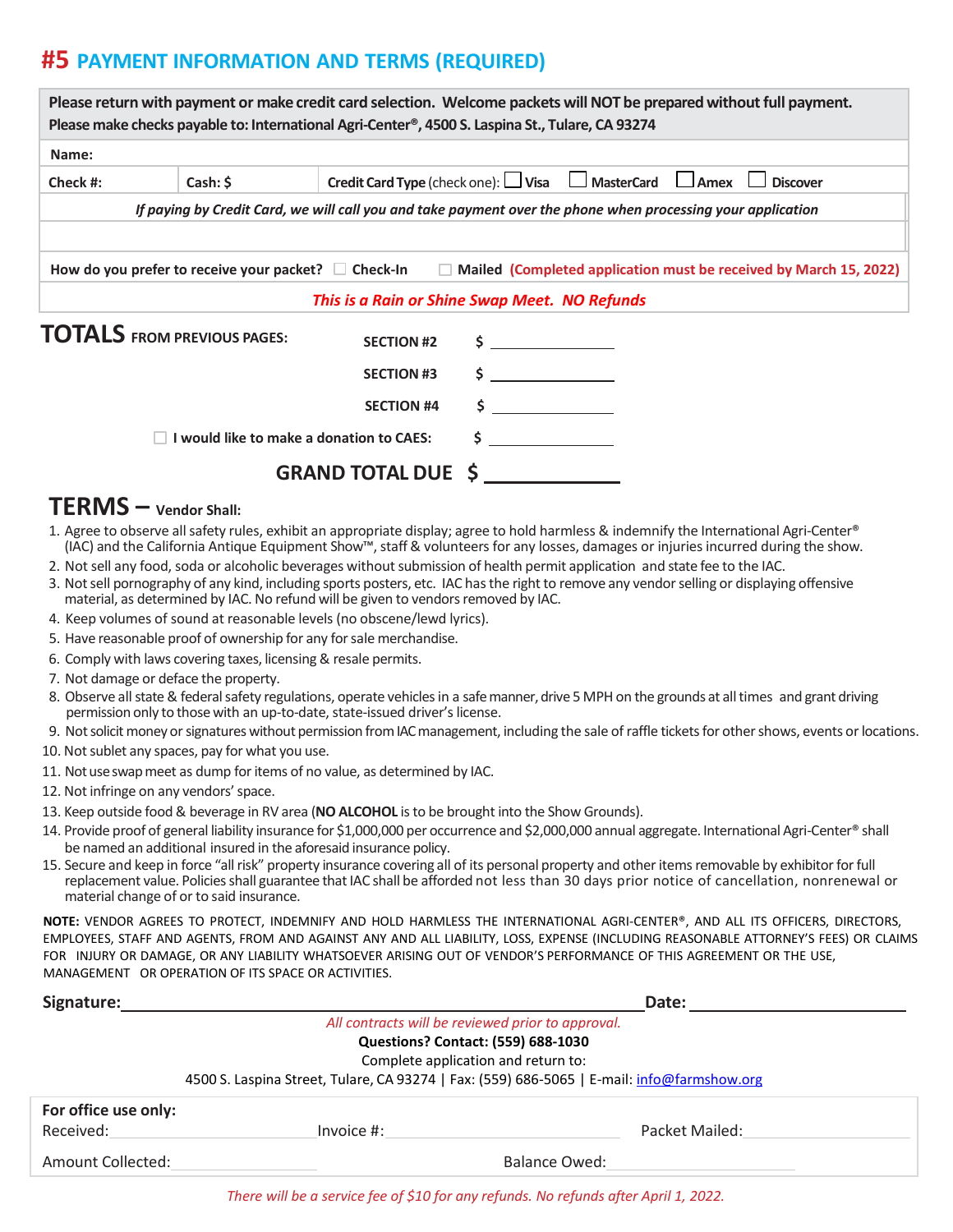## #5 PAYMENT INFORMATION AND TERMS (REQUIRED)

| | | |
|---|---|---|
| **Please return with payment or make credit card selection. Welcome packets will NOT be prepared without full payment.** **Please make checks payable to: International Agri-Center®, 4500 S. Laspina St., Tulare, CA 93274** | | |
| **Name:** | | |
| **Check #:** | **Cash: $** | **Credit Card Type** (check one): ☐ Visa ☐ MasterCard ☐ Amex ☐ Discover |
| *If paying by Credit Card, we will call you and take payment over the phone when processing your application* | | |
| | | |
| How do you prefer to receive your packet? ☐ Check-In ☐ Mailed (Completed application must be received by March 15, 2022) | | |
| ***This is a Rain or Shine Swap Meet. NO Refunds*** | | |

**TOTALS FROM PREVIOUS PAGES:**

SECTION #2 $ ______________

SECTION #3 $ ______________

SECTION #4 $ ______________

☐ I would like to make a donation to CAES: $ ______________

**GRAND TOTAL DUE $ ______________**

## TERMS – Vendor Shall:

1. Agree to observe all safety rules, exhibit an appropriate display; agree to hold harmless & indemnify the International Agri-Center® (IAC) and the California Antique Equipment Show™, staff & volunteers for any losses, damages or injuries incurred during the show.
2. Not sell any food, soda or alcoholic beverages without submission of health permit application and state fee to the IAC.
3. Not sell pornography of any kind, including sports posters, etc. IAC has the right to remove any vendor selling or displaying offensive material, as determined by IAC. No refund will be given to vendors removed by IAC.
4. Keep volumes of sound at reasonable levels (no obscene/lewd lyrics).
5. Have reasonable proof of ownership for any for sale merchandise.
6. Comply with laws covering taxes, licensing & resale permits.
7. Not damage or deface the property.
8. Observe all state & federal safety regulations, operate vehicles in a safe manner, drive 5 MPH on the grounds at all times and grant driving permission only to those with an up-to-date, state-issued driver's license.
9. Not solicit money or signatures without permission from IAC management, including the sale of raffle tickets for other shows, events or locations.
10. Not sublet any spaces, pay for what you use.
11. Not use swap meet as dump for items of no value, as determined by IAC.
12. Not infringe on any vendors' space.
13. Keep outside food & beverage in RV area (**NO ALCOHOL** is to be brought into the Show Grounds).
14. Provide proof of general liability insurance for $1,000,000 per occurrence and $2,000,000 annual aggregate. International Agri-Center® shall be named an additional insured in the aforesaid insurance policy.
15. Secure and keep in force "all risk" property insurance covering all of its personal property and other items removable by exhibitor for full replacement value. Policies shall guarantee that IAC shall be afforded not less than 30 days prior notice of cancellation, nonrenewal or material change of or to said insurance.

**NOTE:** VENDOR AGREES TO PROTECT, INDEMNIFY AND HOLD HARMLESS THE INTERNATIONAL AGRI-CENTER®, AND ALL ITS OFFICERS, DIRECTORS, EMPLOYEES, STAFF AND AGENTS, FROM AND AGAINST ANY AND ALL LIABILITY, LOSS, EXPENSE (INCLUDING REASONABLE ATTORNEY'S FEES) OR CLAIMS FOR INJURY OR DAMAGE, OR ANY LIABILITY WHATSOEVER ARISING OUT OF VENDOR'S PERFORMANCE OF THIS AGREEMENT OR THE USE, MANAGEMENT OR OPERATION OF ITS SPACE OR ACTIVITIES.

**Signature:** ______________________________ **Date:** ______________

*All contracts will be reviewed prior to approval.*

**Questions? Contact: (559) 688-1030**

Complete application and return to:

4500 S. Laspina Street, Tulare, CA 93274 | Fax: (559) 686-5065 | E-mail: info@farmshow.org

| | | |
|---|---|---|
| **For office use only:** | | |
| Received: | Invoice #: | Packet Mailed: |
| Amount Collected: | Balance Owed: | |

*There will be a service fee of $10 for any refunds. No refunds after April 1, 2022.*